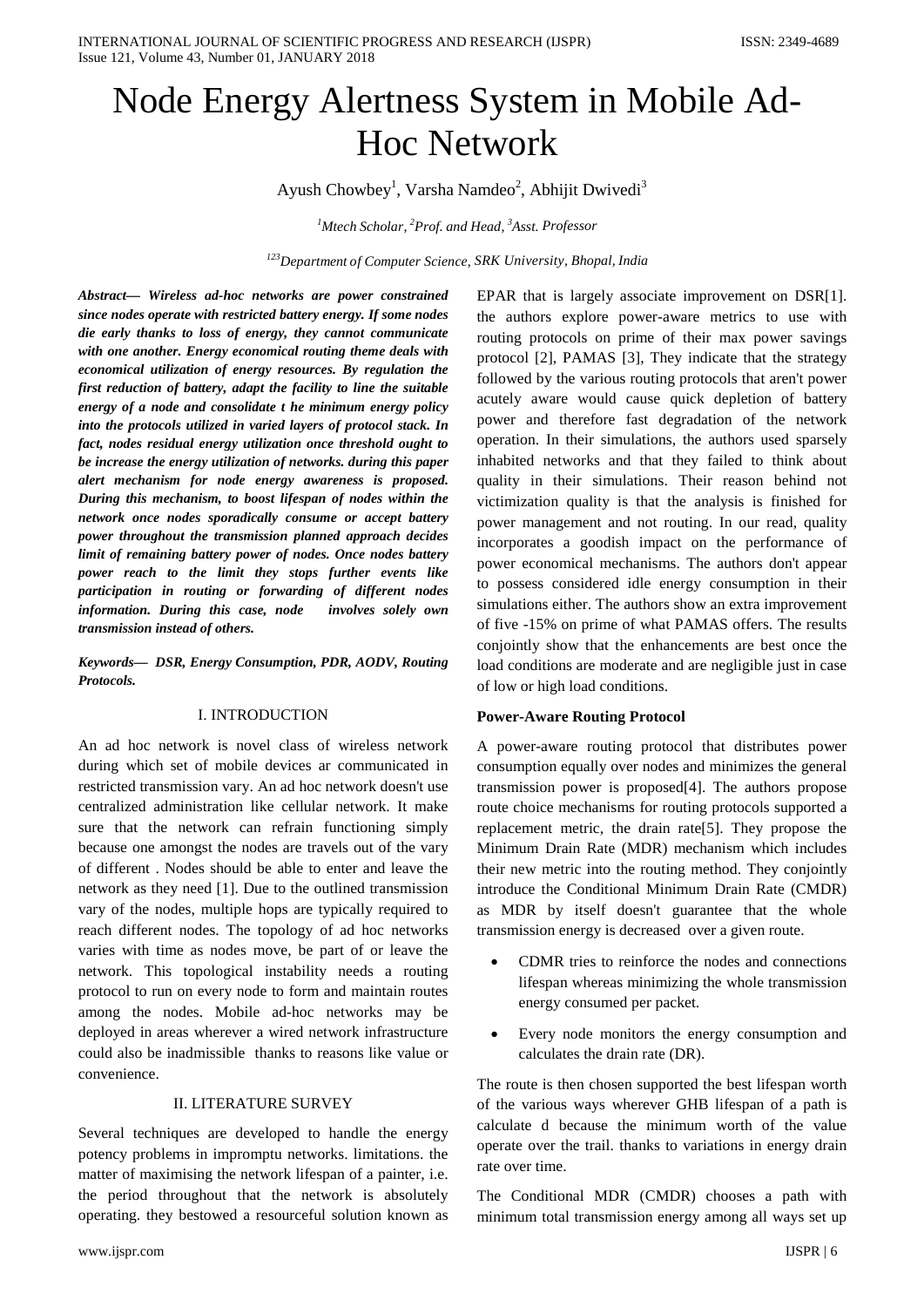# Node Energy Alertness System in Mobile Ad-Hoc Network

Ayush Chowbey[1], Varsha Namdeo[2], Abhijit Dwivedi[3]

[1]*Mtech Scholar,* [2]*Prof. and Head,* [3]*Asst. Professor*

[123]*Department of Computer Science, SRK University, Bhopal, India*

***Abstract— Wireless ad-hoc networks are power constrained since nodes operate with restricted battery energy. If some nodes die early thanks to loss of energy, they cannot communicate with one another. Energy economical routing theme deals with economical utilization of energy resources. By regulation the first reduction of battery, adapt the facility to line the suitable energy of a node and consolidate t he minimum energy policy into the protocols utilized in varied layers of protocol stack. In fact, nodes residual energy utilization once threshold ought to be increase the energy utilization of networks. during this paper alert mechanism for node energy awareness is proposed. During this mechanism, to boost lifespan of nodes within the network once nodes sporadically consume or accept battery power throughout the transmission planned approach decides limit of remaining battery power of nodes. Once nodes battery power reach to the limit they stops further events like participation in routing or forwarding of different nodes information. During this case, node involves solely own transmission instead of others.***

***Keywords— DSR, Energy Consumption, PDR, AODV, Routing Protocols.***

## I. INTRODUCTION

An ad hoc network is novel class of wireless network during which set of mobile devices ar communicated in restricted transmission vary. An ad hoc network doesn't use centralized administration like cellular network. It make sure that the network can refrain functioning simply because one amongst the nodes are travels out of the vary of different . Nodes should be able to enter and leave the network as they need [1]. Due to the outlined transmission vary of the nodes, multiple hops are typically required to reach different nodes. The topology of ad hoc networks varies with time as nodes move, be part of or leave the network. This topological instability needs a routing protocol to run on every node to form and maintain routes among the nodes. Mobile ad-hoc networks may be deployed in areas wherever a wired network infrastructure could also be inadmissible thanks to reasons like value or convenience.

## II. LITERATURE SURVEY

Several techniques are developed to handle the energy potency problems in impromptu networks. limitations. the matter of maximising the network lifespan of a painter, i.e. the period throughout that the network is absolutely operating. they bestowed a resourceful solution known as EPAR that is largely associate improvement on DSR[1]. the authors explore power-aware metrics to use with routing protocols on prime of their max power savings protocol [2], PAMAS [3], They indicate that the strategy followed by the various routing protocols that aren't power acutely aware would cause quick depletion of battery power and therefore fast degradation of the network operation. In their simulations, the authors used sparsely inhabited networks and that they failed to think about quality in their simulations. Their reason behind not victimization quality is that the analysis is finished for power management and not routing. In our read, quality incorporates a goodish impact on the performance of power economical mechanisms. The authors don't appear to possess considered idle energy consumption in their simulations either. The authors show an extra improvement of five -15% on prime of what PAMAS offers. The results conjointly show that the enhancements are best once the load conditions are moderate and are negligible just in case of low or high load conditions.

**Power-Aware Routing Protocol**

A power-aware routing protocol that distributes power consumption equally over nodes and minimizes the general transmission power is proposed[4]. The authors propose route choice mechanisms for routing protocols supported a replacement metric, the drain rate[5]. They propose the Minimum Drain Rate (MDR) mechanism which includes their new metric into the routing method. They conjointly introduce the Conditional Minimum Drain Rate (CMDR) as MDR by itself doesn't guarantee that the whole transmission energy is decreased over a given route.

- CDMR tries to reinforce the nodes and connections lifespan whereas minimizing the whole transmission energy consumed per packet.
- Every node monitors the energy consumption and calculates the drain rate (DR).

The route is then chosen supported the best lifespan worth of the various ways wherever GHB lifespan of a path is calculate d because the minimum worth of the value operate over the trail. thanks to variations in energy drain rate over time.

The Conditional MDR (CMDR) chooses a path with minimum total transmission energy among all ways set up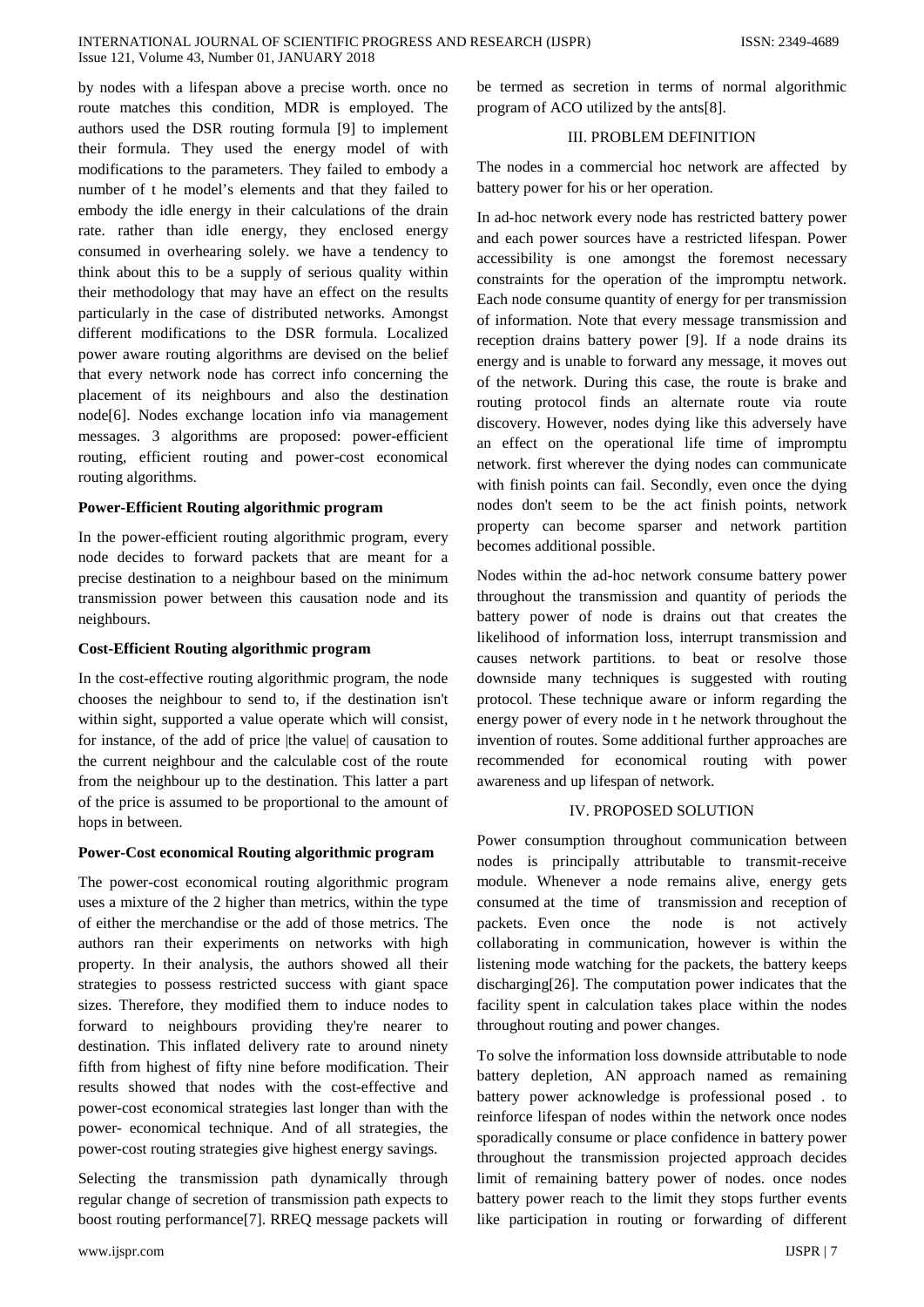by nodes with a lifespan above a precise worth. once no route matches this condition, MDR is employed. The authors used the DSR routing formula [9] to implement their formula. They used the energy model of with modifications to the parameters. They failed to embody a number of t he model's elements and that they failed to embody the idle energy in their calculations of the drain rate. rather than idle energy, they enclosed energy consumed in overhearing solely. we have a tendency to think about this to be a supply of serious quality within their methodology that may have an effect on the results particularly in the case of distributed networks. Amongst different modifications to the DSR formula. Localized power aware routing algorithms are devised on the belief that every network node has correct info concerning the placement of its neighbours and also the destination node[6]. Nodes exchange location info via management messages. 3 algorithms are proposed: power-efficient routing, efficient routing and power-cost economical routing algorithms.

**Power-Efficient Routing algorithmic program**

In the power-efficient routing algorithmic program, every node decides to forward packets that are meant for a precise destination to a neighbour based on the minimum transmission power between this causation node and its neighbours.

**Cost-Efficient Routing algorithmic program**

In the cost-effective routing algorithmic program, the node chooses the neighbour to send to, if the destination isn't within sight, supported a value operate which will consist, for instance, of the add of price |the value| of causation to the current neighbour and the calculable cost of the route from the neighbour up to the destination. This latter a part of the price is assumed to be proportional to the amount of hops in between.

**Power-Cost economical Routing algorithmic program**

The power-cost economical routing algorithmic program uses a mixture of the 2 higher than metrics, within the type of either the merchandise or the add of those metrics. The authors ran their experiments on networks with high property. In their analysis, the authors showed all their strategies to possess restricted success with giant space sizes. Therefore, they modified them to induce nodes to forward to neighbours providing they're nearer to destination. This inflated delivery rate to around ninety fifth from highest of fifty nine before modification. Their results showed that nodes with the cost-effective and power-cost economical strategies last longer than with the power- economical technique. And of all strategies, the power-cost routing strategies give highest energy savings.

Selecting the transmission path dynamically through regular change of secretion of transmission path expects to boost routing performance[7]. RREQ message packets will be termed as secretion in terms of normal algorithmic program of ACO utilized by the ants[8].

## III. PROBLEM DEFINITION

The nodes in a commercial hoc network are affected by battery power for his or her operation.

In ad-hoc network every node has restricted battery power and each power sources have a restricted lifespan. Power accessibility is one amongst the foremost necessary constraints for the operation of the impromptu network. Each node consume quantity of energy for per transmission of information. Note that every message transmission and reception drains battery power [9]. If a node drains its energy and is unable to forward any message, it moves out of the network. During this case, the route is brake and routing protocol finds an alternate route via route discovery. However, nodes dying like this adversely have an effect on the operational life time of impromptu network. first wherever the dying nodes can communicate with finish points can fail. Secondly, even once the dying nodes don't seem to be the act finish points, network property can become sparser and network partition becomes additional possible.

Nodes within the ad-hoc network consume battery power throughout the transmission and quantity of periods the battery power of node is drains out that creates the likelihood of information loss, interrupt transmission and causes network partitions. to beat or resolve those downside many techniques is suggested with routing protocol. These technique aware or inform regarding the energy power of every node in t he network throughout the invention of routes. Some additional further approaches are recommended for economical routing with power awareness and up lifespan of network.

## IV. PROPOSED SOLUTION

Power consumption throughout communication between nodes is principally attributable to transmit-receive module. Whenever a node remains alive, energy gets consumed at the time of transmission and reception of packets. Even once the node is not actively collaborating in communication, however is within the listening mode watching for the packets, the battery keeps discharging[26]. The computation power indicates that the facility spent in calculation takes place within the nodes throughout routing and power changes.

To solve the information loss downside attributable to node battery depletion, AN approach named as remaining battery power acknowledge is professional posed . to reinforce lifespan of nodes within the network once nodes sporadically consume or place confidence in battery power throughout the transmission projected approach decides limit of remaining battery power of nodes. once nodes battery power reach to the limit they stops further events like participation in routing or forwarding of different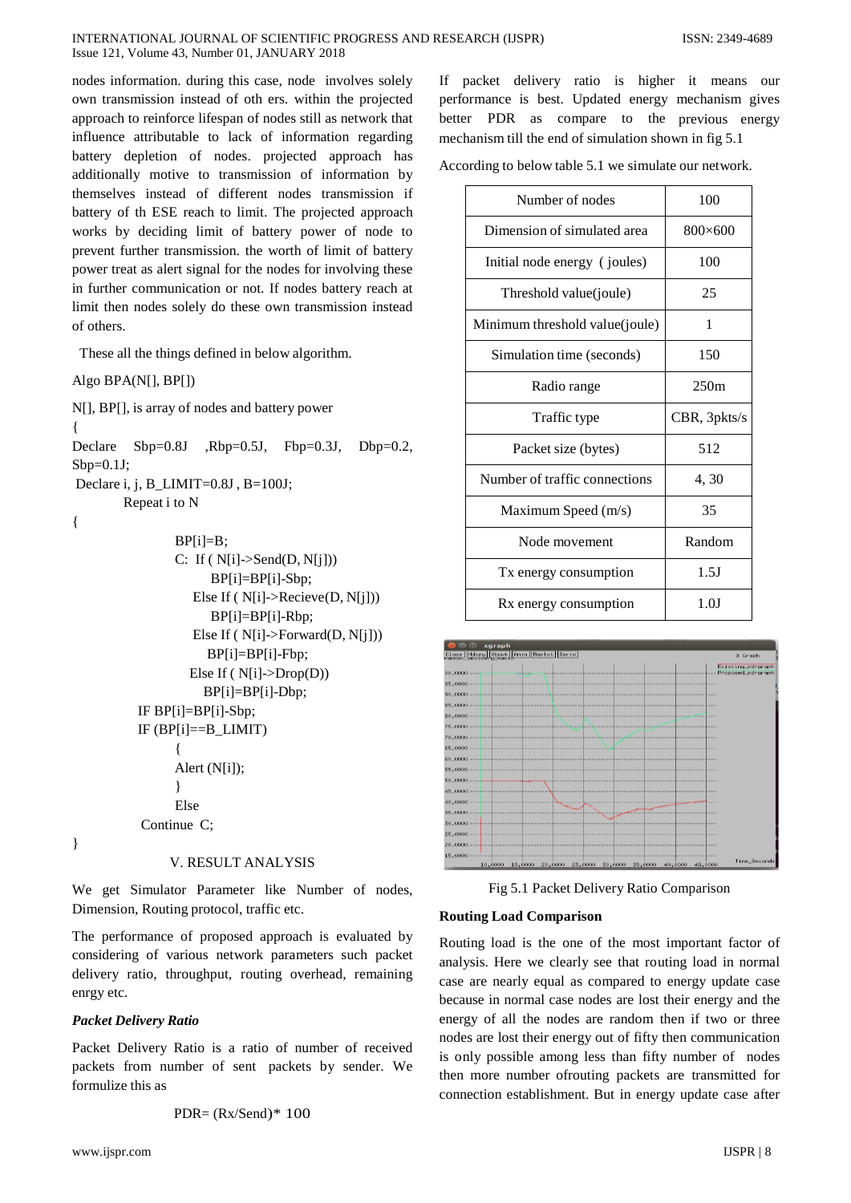nodes information. during this case, node involves solely own transmission instead of oth ers. within the projected approach to reinforce lifespan of nodes still as network that influence attributable to lack of information regarding battery depletion of nodes. projected approach has additionally motive to transmission of information by themselves instead of different nodes transmission if battery of th ESE reach to limit. The projected approach works by deciding limit of battery power of node to prevent further transmission. the worth of limit of battery power treat as alert signal for the nodes for involving these in further communication or not. If nodes battery reach at limit then nodes solely do these own transmission instead of others.

These all the things defined in below algorithm.

```
Algo BPA(N[], BP[])

N[], BP[], is array of nodes and battery power
{
Declare   Sbp=0.8J   ,Rbp=0.5J,   Fbp=0.3J,   Dbp=0.2, Sbp=0.1J;
 Declare i, j, B_LIMIT=0.8J , B=100J;
         Repeat i to N
{
                BP[i]=B;
                C:  If ( N[i]->Send(D, N[j]))
                       BP[i]=BP[i]-Sbp;
                    Else If ( N[i]->Recieve(D, N[j]))
                       BP[i]=BP[i]-Rbp;
                    Else If ( N[i]->Forward(D, N[j]))
                       BP[i]=BP[i]-Fbp;
                    Else If ( N[i]->Drop(D))
                       BP[i]=BP[i]-Dbp;
         IF BP[i]=BP[i]-Sbp;
         IF (BP[i]==B_LIMIT)
                {
                Alert (N[i]);
                }
                Else
          Continue  C;
}
```

## V. RESULT ANALYSIS

We get Simulator Parameter like Number of nodes, Dimension, Routing protocol, traffic etc.

The performance of proposed approach is evaluated by considering of various network parameters such packet delivery ratio, throughput, routing overhead, remaining enrgy etc.

### *Packet Delivery Ratio*

Packet Delivery Ratio is a ratio of number of received packets from number of sent packets by sender. We formulize this as

$$PDR= (Rx/Send)* 100$$

If packet delivery ratio is higher it means our performance is best. Updated energy mechanism gives better PDR as compare to the previous energy mechanism till the end of simulation shown in fig 5.1

According to below table 5.1 we simulate our network.

| Number of nodes | 100 |
|---|---|
| Dimension of simulated area | 800×600 |
| Initial node energy ( joules) | 100 |
| Threshold value(joule) | 25 |
| Minimum threshold value(joule) | 1 |
| Simulation time (seconds) | 150 |
| Radio range | 250m |
| Traffic type | CBR, 3pkts/s |
| Packet size (bytes) | 512 |
| Number of traffic connections | 4, 30 |
| Maximum Speed (m/s) | 35 |
| Node movement | Random |
| Tx energy consumption | 1.5J |
| Rx energy consumption | 1.0J |

Fig 5.1 Packet Delivery Ratio Comparison

### Routing Load Comparison

Routing load is the one of the most important factor of analysis. Here we clearly see that routing load in normal case are nearly equal as compared to energy update case because in normal case nodes are lost their energy and the energy of all the nodes are random then if two or three nodes are lost their energy out of fifty then communication is only possible among less than fifty number of nodes then more number ofrouting packets are transmitted for connection establishment. But in energy update case after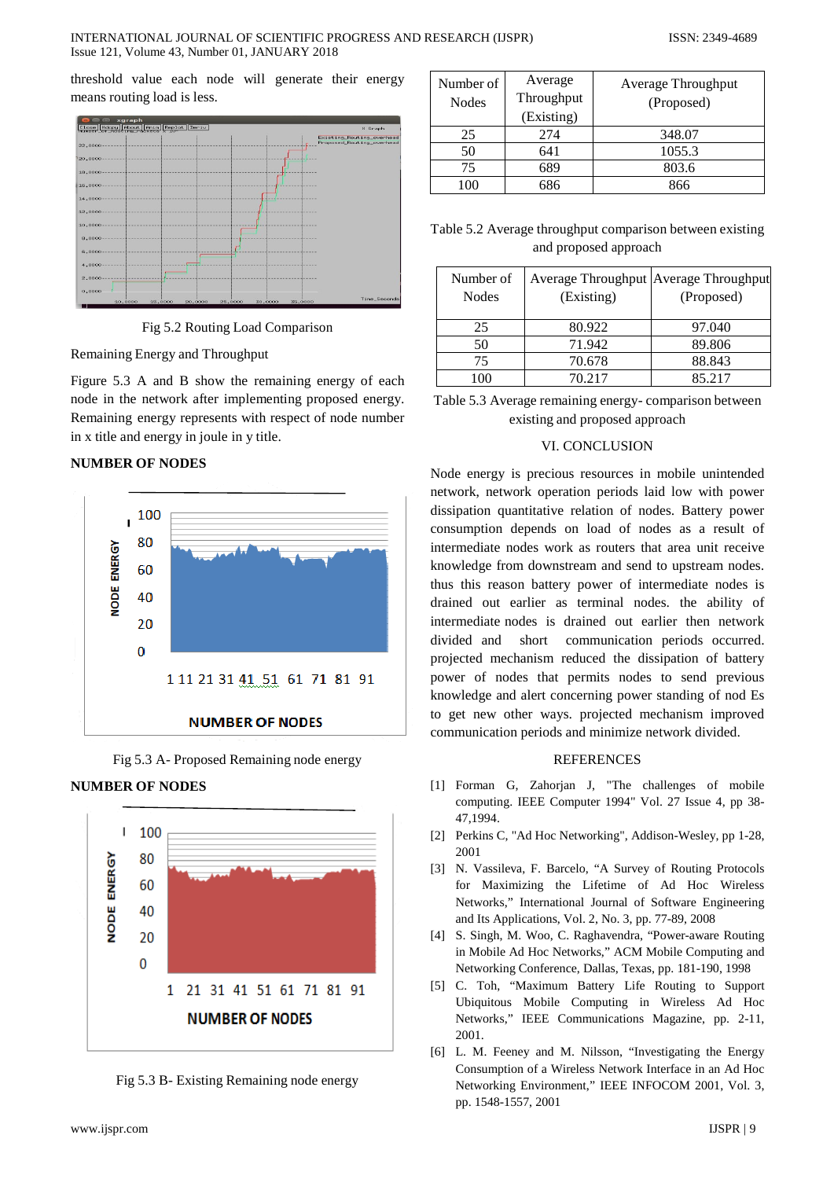threshold value each node will generate their energy means routing load is less.

Fig 5.2 Routing Load Comparison

Remaining Energy and Throughput

Figure 5.3 A and B show the remaining energy of each node in the network after implementing proposed energy. Remaining energy represents with respect of node number in x title and energy in joule in y title.

**NUMBER OF NODES**

Fig 5.3 A- Proposed Remaining node energy

**NUMBER OF NODES**

Fig 5.3 B- Existing Remaining node energy

| Number of Nodes | Average Throughput (Existing) | Average Throughput (Proposed) |
|---|---|---|
| 25 | 274 | 348.07 |
| 50 | 641 | 1055.3 |
| 75 | 689 | 803.6 |
| 100 | 686 | 866 |

Table 5.2 Average throughput comparison between existing and proposed approach

| Number of Nodes | Average Throughput (Existing) | Average Throughput (Proposed) |
|---|---|---|
| 25 | 80.922 | 97.040 |
| 50 | 71.942 | 89.806 |
| 75 | 70.678 | 88.843 |
| 100 | 70.217 | 85.217 |

Table 5.3 Average remaining energy- comparison between existing and proposed approach

## VI. CONCLUSION

Node energy is precious resources in mobile unintended network, network operation periods laid low with power dissipation quantitative relation of nodes. Battery power consumption depends on load of nodes as a result of intermediate nodes work as routers that area unit receive knowledge from downstream and send to upstream nodes. thus this reason battery power of intermediate nodes is drained out earlier as terminal nodes. the ability of intermediate nodes is drained out earlier then network divided and short communication periods occurred. projected mechanism reduced the dissipation of battery power of nodes that permits nodes to send previous knowledge and alert concerning power standing of nod Es to get new other ways. projected mechanism improved communication periods and minimize network divided.

## REFERENCES

[1] Forman G, Zahorjan J, "The challenges of mobile computing. IEEE Computer 1994" Vol. 27 Issue 4, pp 38-47,1994.

[2] Perkins C, "Ad Hoc Networking", Addison-Wesley, pp 1-28, 2001

[3] N. Vassileva, F. Barcelo, “A Survey of Routing Protocols for Maximizing the Lifetime of Ad Hoc Wireless Networks,” International Journal of Software Engineering and Its Applications, Vol. 2, No. 3, pp. 77-89, 2008

[4] S. Singh, M. Woo, C. Raghavendra, “Power-aware Routing in Mobile Ad Hoc Networks,” ACM Mobile Computing and Networking Conference, Dallas, Texas, pp. 181-190, 1998

[5] C. Toh, “Maximum Battery Life Routing to Support Ubiquitous Mobile Computing in Wireless Ad Hoc Networks,” IEEE Communications Magazine, pp. 2-11, 2001.

[6] L. M. Feeney and M. Nilsson, “Investigating the Energy Consumption of a Wireless Network Interface in an Ad Hoc Networking Environment,” IEEE INFOCOM 2001, Vol. 3, pp. 1548-1557, 2001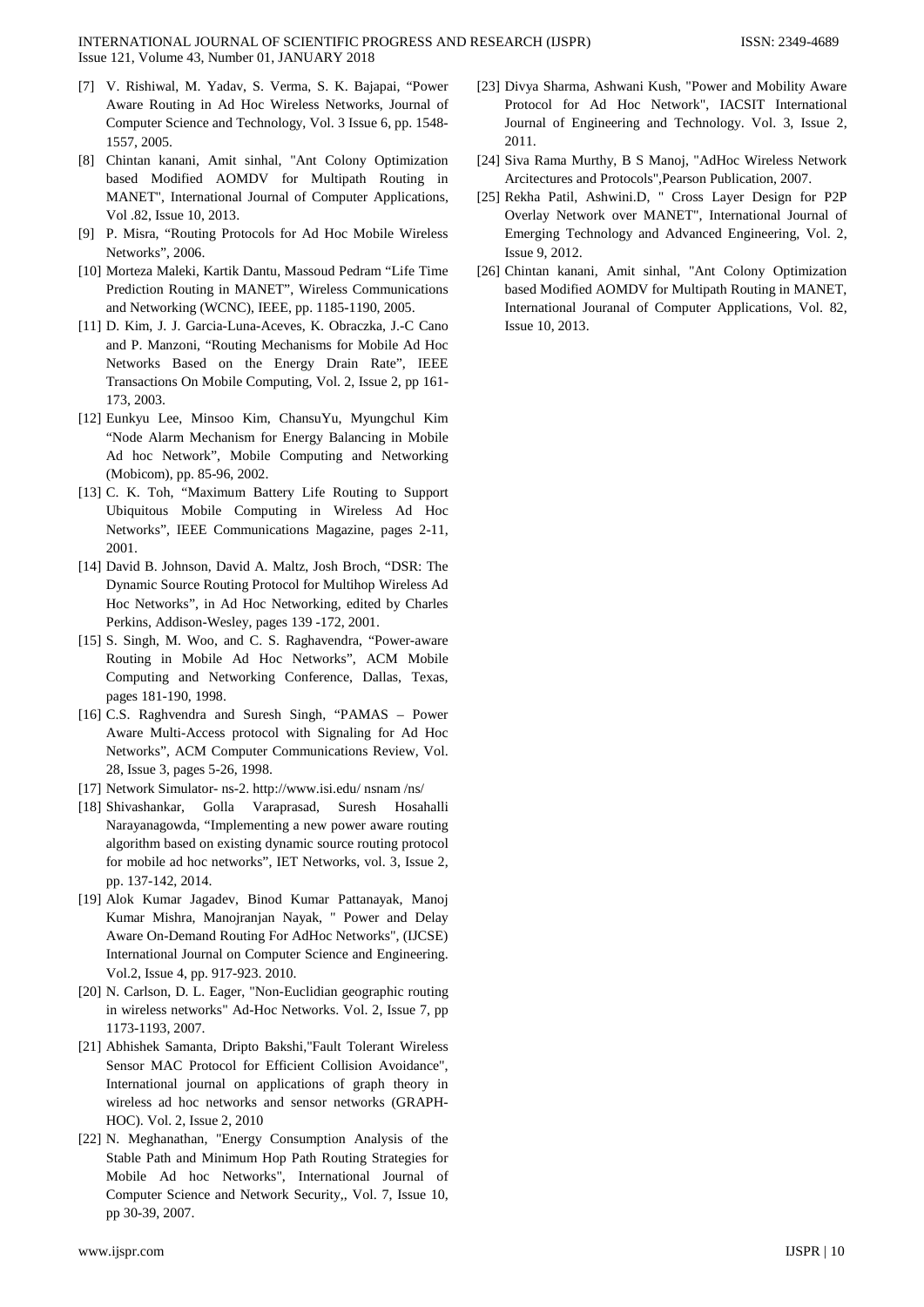[7] V. Rishiwal, M. Yadav, S. Verma, S. K. Bajapai, "Power Aware Routing in Ad Hoc Wireless Networks, Journal of Computer Science and Technology, Vol. 3 Issue 6, pp. 1548-1557, 2005.

[8] Chintan kanani, Amit sinhal, "Ant Colony Optimization based Modified AOMDV for Multipath Routing in MANET", International Journal of Computer Applications, Vol .82, Issue 10, 2013.

[9] P. Misra, "Routing Protocols for Ad Hoc Mobile Wireless Networks", 2006.

[10] Morteza Maleki, Kartik Dantu, Massoud Pedram "Life Time Prediction Routing in MANET", Wireless Communications and Networking (WCNC), IEEE, pp. 1185-1190, 2005.

[11] D. Kim, J. J. Garcia-Luna-Aceves, K. Obraczka, J.-C Cano and P. Manzoni, "Routing Mechanisms for Mobile Ad Hoc Networks Based on the Energy Drain Rate", IEEE Transactions On Mobile Computing, Vol. 2, Issue 2, pp 161-173, 2003.

[12] Eunkyu Lee, Minsoo Kim, ChansuYu, Myungchul Kim "Node Alarm Mechanism for Energy Balancing in Mobile Ad hoc Network", Mobile Computing and Networking (Mobicom), pp. 85-96, 2002.

[13] C. K. Toh, "Maximum Battery Life Routing to Support Ubiquitous Mobile Computing in Wireless Ad Hoc Networks", IEEE Communications Magazine, pages 2-11, 2001.

[14] David B. Johnson, David A. Maltz, Josh Broch, "DSR: The Dynamic Source Routing Protocol for Multihop Wireless Ad Hoc Networks", in Ad Hoc Networking, edited by Charles Perkins, Addison-Wesley, pages 139 -172, 2001.

[15] S. Singh, M. Woo, and C. S. Raghavendra, "Power-aware Routing in Mobile Ad Hoc Networks", ACM Mobile Computing and Networking Conference, Dallas, Texas, pages 181-190, 1998.

[16] C.S. Raghvendra and Suresh Singh, "PAMAS – Power Aware Multi-Access protocol with Signaling for Ad Hoc Networks", ACM Computer Communications Review, Vol. 28, Issue 3, pages 5-26, 1998.

[17] Network Simulator- ns-2. http://www.isi.edu/ nsnam /ns/

[18] Shivashankar, Golla Varaprasad, Suresh Hosahalli Narayanagowda, "Implementing a new power aware routing algorithm based on existing dynamic source routing protocol for mobile ad hoc networks", IET Networks, vol. 3, Issue 2, pp. 137-142, 2014.

[19] Alok Kumar Jagadev, Binod Kumar Pattanayak, Manoj Kumar Mishra, Manojranjan Nayak, " Power and Delay Aware On-Demand Routing For AdHoc Networks", (IJCSE) International Journal on Computer Science and Engineering. Vol.2, Issue 4, pp. 917-923. 2010.

[20] N. Carlson, D. L. Eager, "Non-Euclidian geographic routing in wireless networks" Ad-Hoc Networks. Vol. 2, Issue 7, pp 1173-1193, 2007.

[21] Abhishek Samanta, Dripto Bakshi,"Fault Tolerant Wireless Sensor MAC Protocol for Efficient Collision Avoidance", International journal on applications of graph theory in wireless ad hoc networks and sensor networks (GRAPH-HOC). Vol. 2, Issue 2, 2010

[22] N. Meghanathan, "Energy Consumption Analysis of the Stable Path and Minimum Hop Path Routing Strategies for Mobile Ad hoc Networks", International Journal of Computer Science and Network Security,, Vol. 7, Issue 10, pp 30-39, 2007.

[23] Divya Sharma, Ashwani Kush, "Power and Mobility Aware Protocol for Ad Hoc Network", IACSIT International Journal of Engineering and Technology. Vol. 3, Issue 2, 2011.

[24] Siva Rama Murthy, B S Manoj, "AdHoc Wireless Network Arcitectures and Protocols",Pearson Publication, 2007.

[25] Rekha Patil, Ashwini.D, " Cross Layer Design for P2P Overlay Network over MANET", International Journal of Emerging Technology and Advanced Engineering, Vol. 2, Issue 9, 2012.

[26] Chintan kanani, Amit sinhal, "Ant Colony Optimization based Modified AOMDV for Multipath Routing in MANET, International Jouranal of Computer Applications, Vol. 82, Issue 10, 2013.